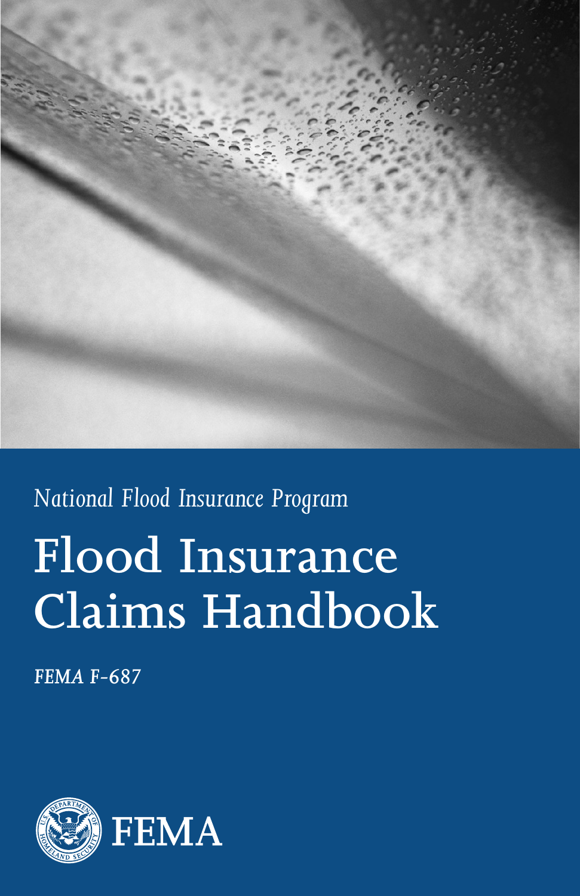*National Flood Insurance Program*

# Flood Insurance Claims Handbook

***FEMA F-687***

FEMA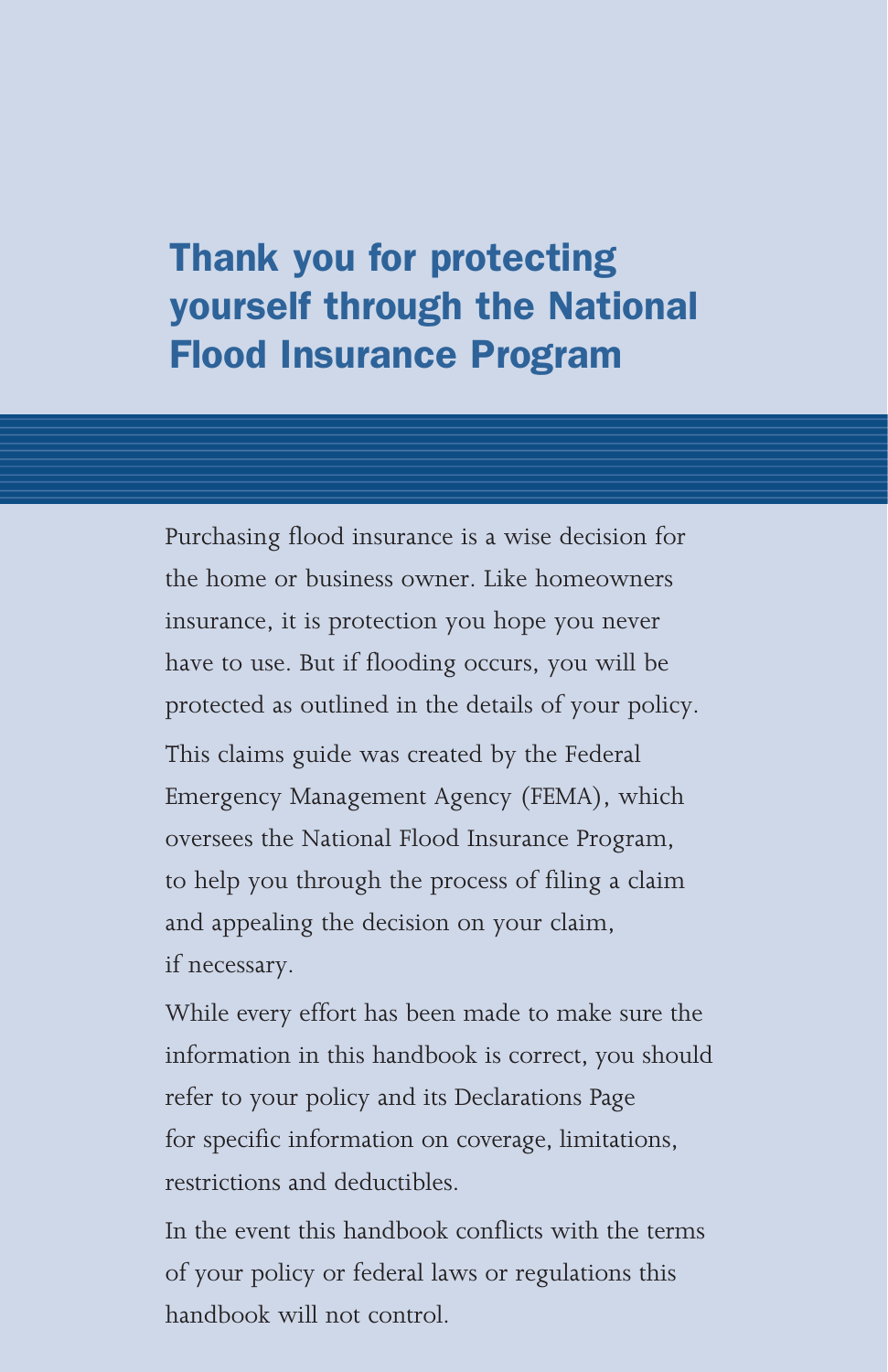# Thank you for protecting yourself through the National Flood Insurance Program

Purchasing flood insurance is a wise decision for the home or business owner. Like homeowners insurance, it is protection you hope you never have to use. But if flooding occurs, you will be protected as outlined in the details of your policy.

This claims guide was created by the Federal Emergency Management Agency (FEMA), which oversees the National Flood Insurance Program, to help you through the process of filing a claim and appealing the decision on your claim, if necessary.

While every effort has been made to make sure the information in this handbook is correct, you should refer to your policy and its Declarations Page for specific information on coverage, limitations, restrictions and deductibles.

In the event this handbook conflicts with the terms of your policy or federal laws or regulations this handbook will not control.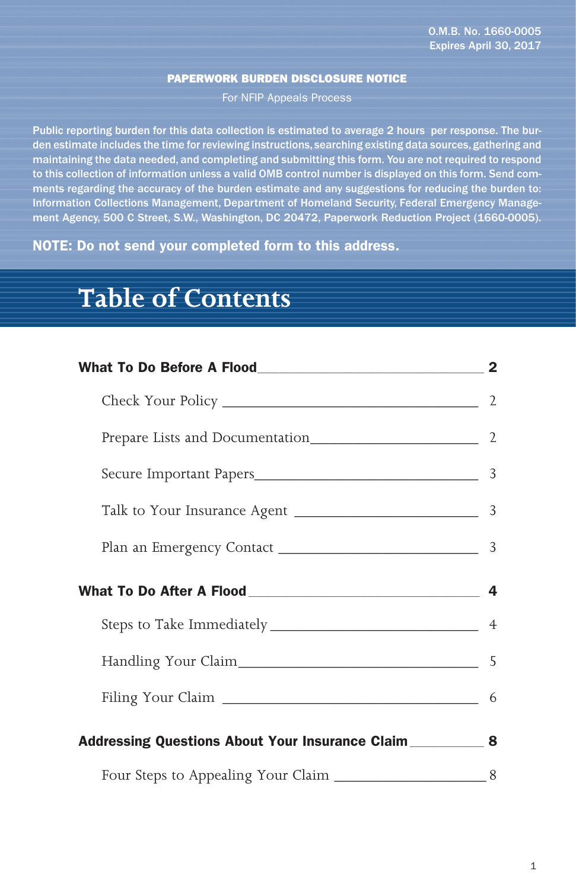O.M.B. No. 1660-0005
Expires April 30, 2017

**PAPERWORK BURDEN DISCLOSURE NOTICE**

For NFIP Appeals Process

Public reporting burden for this data collection is estimated to average 2 hours per response. The burden estimate includes the time for reviewing instructions, searching existing data sources, gathering and maintaining the data needed, and completing and submitting this form. You are not required to respond to this collection of information unless a valid OMB control number is displayed on this form. Send comments regarding the accuracy of the burden estimate and any suggestions for reducing the burden to: Information Collections Management, Department of Homeland Security, Federal Emergency Management Agency, 500 C Street, S.W., Washington, DC 20472, Paperwork Reduction Project (1660-0005).

**NOTE: Do not send your completed form to this address.**

# Table of Contents

**What To Do Before A Flood** ____ **2**

- Check Your Policy ____ 2
- Prepare Lists and Documentation ____ 2
- Secure Important Papers ____ 3
- Talk to Your Insurance Agent ____ 3
- Plan an Emergency Contact ____ 3

**What To Do After A Flood** ____ **4**

- Steps to Take Immediately ____ 4
- Handling Your Claim ____ 5
- Filing Your Claim ____ 6

**Addressing Questions About Your Insurance Claim** ____ **8**

- Four Steps to Appealing Your Claim ____ 8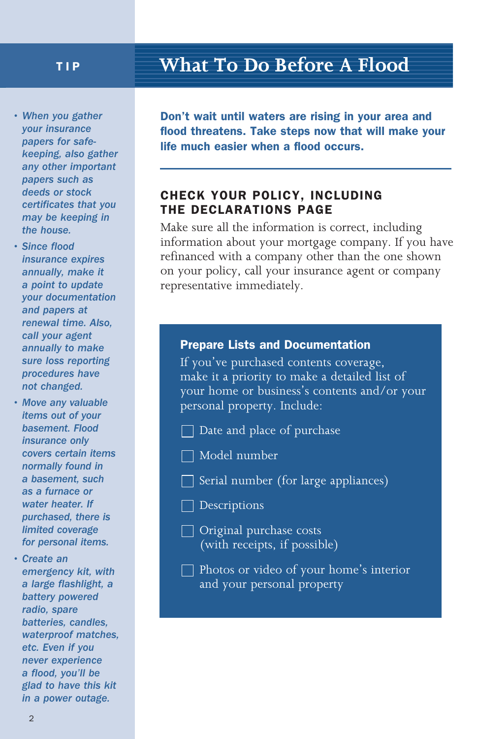# What To Do Before A Flood

**Don't wait until waters are rising in your area and flood threatens. Take steps now that will make your life much easier when a flood occurs.**

## CHECK YOUR POLICY, INCLUDING THE DECLARATIONS PAGE

Make sure all the information is correct, including information about your mortgage company. If you have refinanced with a company other than the one shown on your policy, call your insurance agent or company representative immediately.

### Prepare Lists and Documentation

If you've purchased contents coverage, make it a priority to make a detailed list of your home or business's contents and/or your personal property. Include:

- [ ] Date and place of purchase
- [ ] Model number
- [ ] Serial number (for large appliances)
- [ ] Descriptions
- [ ] Original purchase costs (with receipts, if possible)
- [ ] Photos or video of your home's interior and your personal property

## TIP

- *When you gather your insurance papers for safe-keeping, also gather any other important papers such as deeds or stock certificates that you may be keeping in the house.*
- *Since flood insurance expires annually, make it a point to update your documentation and papers at renewal time. Also, call your agent annually to make sure loss reporting procedures have not changed.*
- *Move any valuable items out of your basement. Flood insurance only covers certain items normally found in a basement, such as a furnace or water heater. If purchased, there is limited coverage for personal items.*
- *Create an emergency kit, with a large flashlight, a battery powered radio, spare batteries, candles, waterproof matches, etc. Even if you never experience a flood, you'll be glad to have this kit in a power outage.*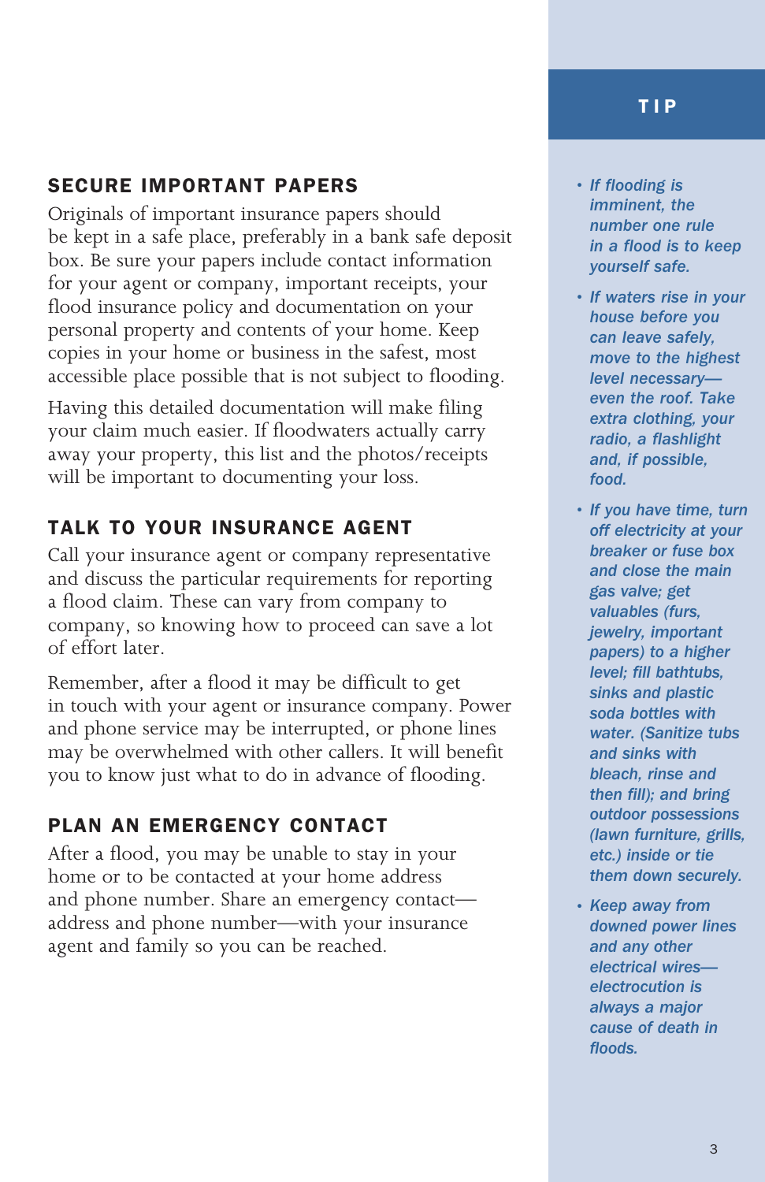## SECURE IMPORTANT PAPERS

Originals of important insurance papers should be kept in a safe place, preferably in a bank safe deposit box. Be sure your papers include contact information for your agent or company, important receipts, your flood insurance policy and documentation on your personal property and contents of your home. Keep copies in your home or business in the safest, most accessible place possible that is not subject to flooding.

Having this detailed documentation will make filing your claim much easier. If floodwaters actually carry away your property, this list and the photos/receipts will be important to documenting your loss.

## TALK TO YOUR INSURANCE AGENT

Call your insurance agent or company representative and discuss the particular requirements for reporting a flood claim. These can vary from company to company, so knowing how to proceed can save a lot of effort later.

Remember, after a flood it may be difficult to get in touch with your agent or insurance company. Power and phone service may be interrupted, or phone lines may be overwhelmed with other callers. It will benefit you to know just what to do in advance of flooding.

## PLAN AN EMERGENCY CONTACT

After a flood, you may be unable to stay in your home or to be contacted at your home address and phone number. Share an emergency contact—address and phone number—with your insurance agent and family so you can be reached.

## TIP

- *If flooding is imminent, the number one rule in a flood is to keep yourself safe.*
- *If waters rise in your house before you can leave safely, move to the highest level necessary—even the roof. Take extra clothing, your radio, a flashlight and, if possible, food.*
- *If you have time, turn off electricity at your breaker or fuse box and close the main gas valve; get valuables (furs, jewelry, important papers) to a higher level; fill bathtubs, sinks and plastic soda bottles with water. (Sanitize tubs and sinks with bleach, rinse and then fill); and bring outdoor possessions (lawn furniture, grills, etc.) inside or tie them down securely.*
- *Keep away from downed power lines and any other electrical wires—electrocution is always a major cause of death in floods.*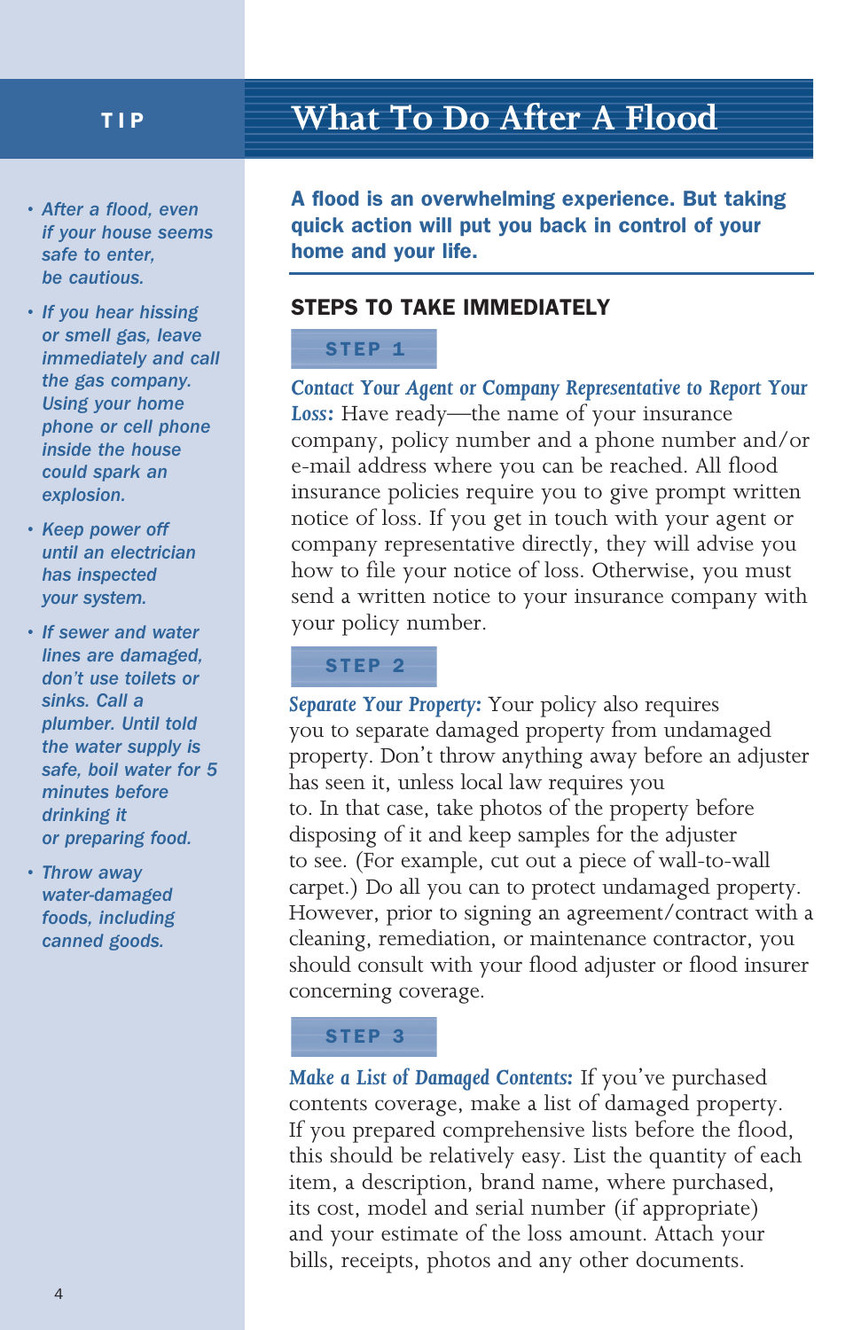# What To Do After A Flood

**A flood is an overwhelming experience. But taking quick action will put you back in control of your home and your life.**

## STEPS TO TAKE IMMEDIATELY

### STEP 1

***Contact Your Agent or Company Representative to Report Your Loss:*** Have ready—the name of your insurance company, policy number and a phone number and/or e-mail address where you can be reached. All flood insurance policies require you to give prompt written notice of loss. If you get in touch with your agent or company representative directly, they will advise you how to file your notice of loss. Otherwise, you must send a written notice to your insurance company with your policy number.

### STEP 2

***Separate Your Property:*** Your policy also requires you to separate damaged property from undamaged property. Don't throw anything away before an adjuster has seen it, unless local law requires you to. In that case, take photos of the property before disposing of it and keep samples for the adjuster to see. (For example, cut out a piece of wall-to-wall carpet.) Do all you can to protect undamaged property. However, prior to signing an agreement/contract with a cleaning, remediation, or maintenance contractor, you should consult with your flood adjuster or flood insurer concerning coverage.

### STEP 3

***Make a List of Damaged Contents:*** If you've purchased contents coverage, make a list of damaged property. If you prepared comprehensive lists before the flood, this should be relatively easy. List the quantity of each item, a description, brand name, where purchased, its cost, model and serial number (if appropriate) and your estimate of the loss amount. Attach your bills, receipts, photos and any other documents.

---

**TIP**

- *After a flood, even if your house seems safe to enter, be cautious.*
- *If you hear hissing or smell gas, leave immediately and call the gas company. Using your home phone or cell phone inside the house could spark an explosion.*
- *Keep power off until an electrician has inspected your system.*
- *If sewer and water lines are damaged, don't use toilets or sinks. Call a plumber. Until told the water supply is safe, boil water for 5 minutes before drinking it or preparing food.*
- *Throw away water-damaged foods, including canned goods.*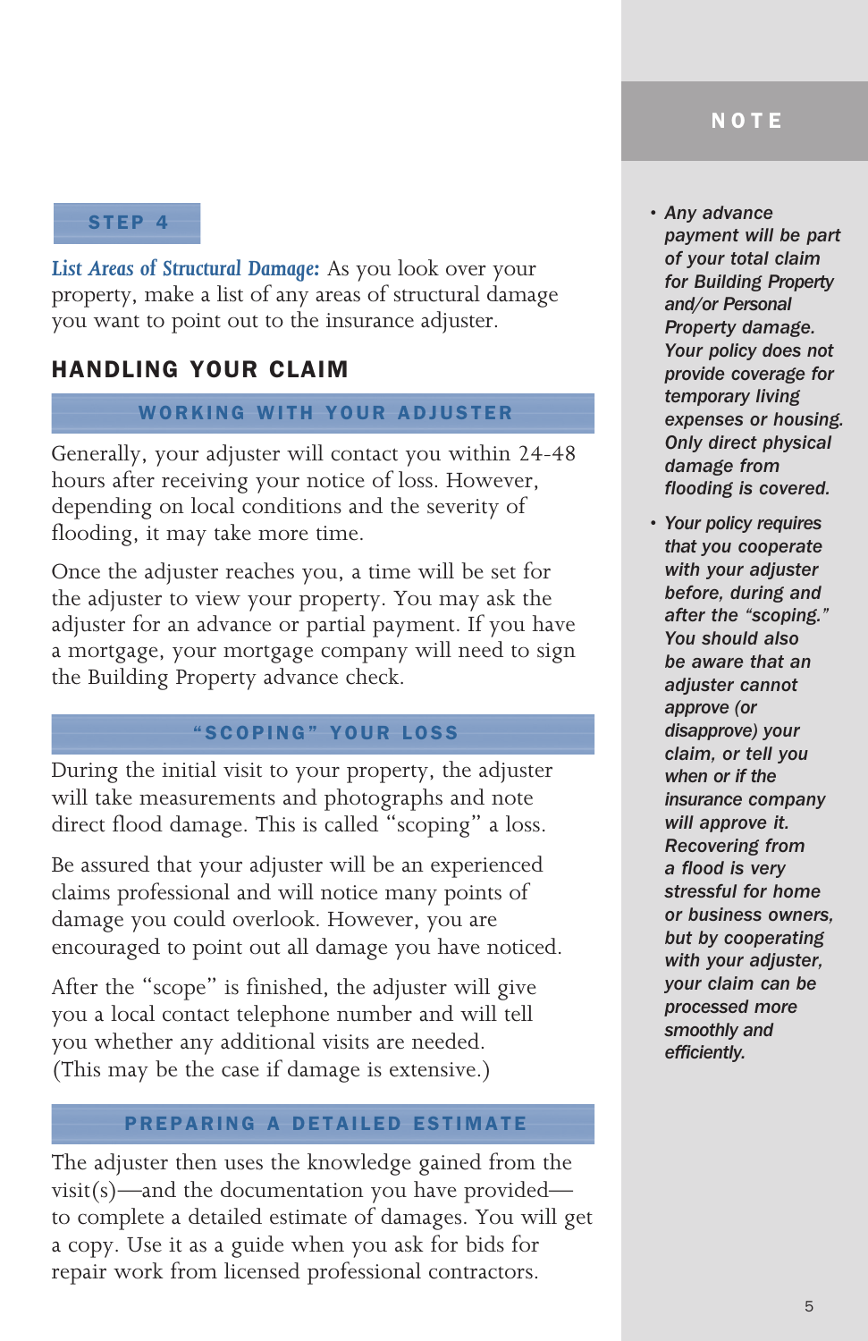### STEP 4

*List Areas of Structural Damage:* As you look over your property, make a list of any areas of structural damage you want to point out to the insurance adjuster.

## HANDLING YOUR CLAIM

### WORKING WITH YOUR ADJUSTER

Generally, your adjuster will contact you within 24-48 hours after receiving your notice of loss. However, depending on local conditions and the severity of flooding, it may take more time.

Once the adjuster reaches you, a time will be set for the adjuster to view your property. You may ask the adjuster for an advance or partial payment. If you have a mortgage, your mortgage company will need to sign the Building Property advance check.

### "SCOPING" YOUR LOSS

During the initial visit to your property, the adjuster will take measurements and photographs and note direct flood damage. This is called "scoping" a loss.

Be assured that your adjuster will be an experienced claims professional and will notice many points of damage you could overlook. However, you are encouraged to point out all damage you have noticed.

After the "scope" is finished, the adjuster will give you a local contact telephone number and will tell you whether any additional visits are needed. (This may be the case if damage is extensive.)

### PREPARING A DETAILED ESTIMATE

The adjuster then uses the knowledge gained from the visit(s)—and the documentation you have provided—to complete a detailed estimate of damages. You will get a copy. Use it as a guide when you ask for bids for repair work from licensed professional contractors.

### NOTE

- ***Any advance payment will be part of your total claim for Building Property and/or Personal Property damage. Your policy does not provide coverage for temporary living expenses or housing. Only direct physical damage from flooding is covered.***
- ***Your policy requires that you cooperate with your adjuster before, during and after the "scoping." You should also be aware that an adjuster cannot approve (or disapprove) your claim, or tell you when or if the insurance company will approve it. Recovering from a flood is very stressful for home or business owners, but by cooperating with your adjuster, your claim can be processed more smoothly and efficiently.***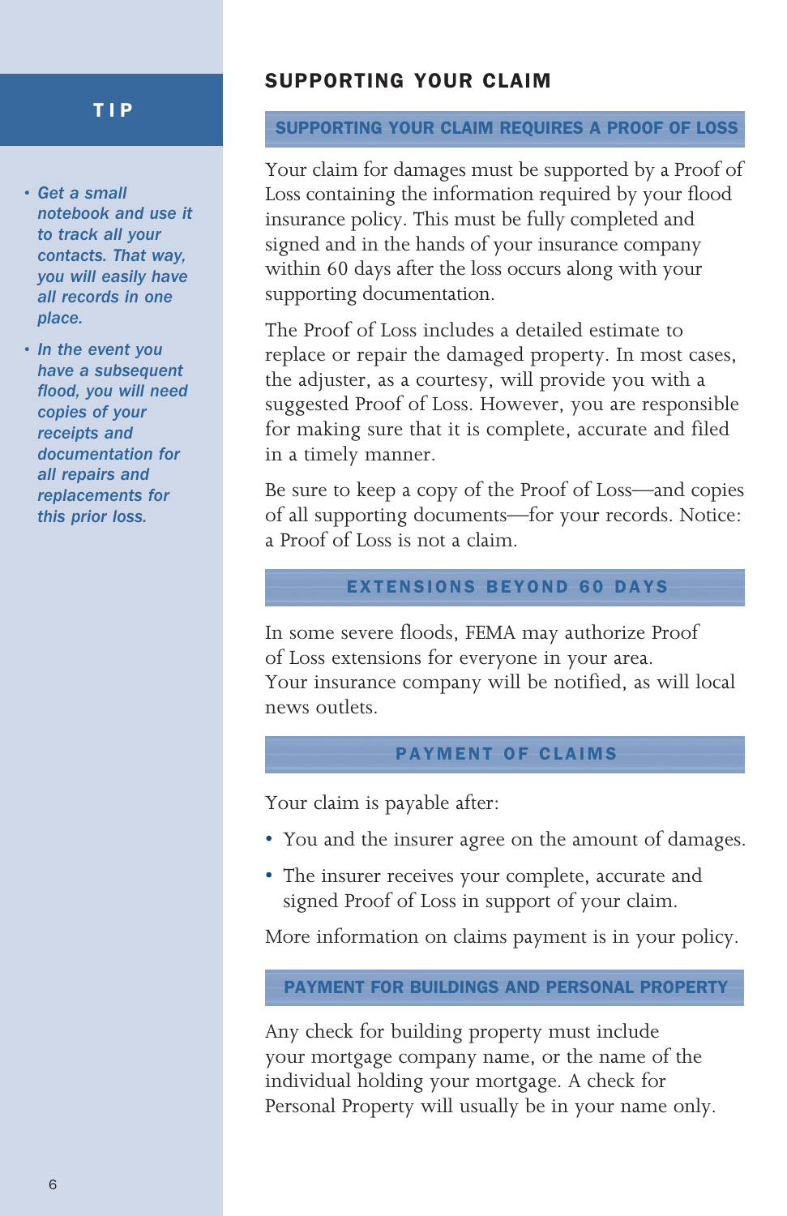## SUPPORTING YOUR CLAIM

### SUPPORTING YOUR CLAIM REQUIRES A PROOF OF LOSS

Your claim for damages must be supported by a Proof of Loss containing the information required by your flood insurance policy. This must be fully completed and signed and in the hands of your insurance company within 60 days after the loss occurs along with your supporting documentation.

The Proof of Loss includes a detailed estimate to replace or repair the damaged property. In most cases, the adjuster, as a courtesy, will provide you with a suggested Proof of Loss. However, you are responsible for making sure that it is complete, accurate and filed in a timely manner.

Be sure to keep a copy of the Proof of Loss—and copies of all supporting documents—for your records. Notice: a Proof of Loss is not a claim.

### EXTENSIONS BEYOND 60 DAYS

In some severe floods, FEMA may authorize Proof of Loss extensions for everyone in your area. Your insurance company will be notified, as will local news outlets.

### PAYMENT OF CLAIMS

Your claim is payable after:

- You and the insurer agree on the amount of damages.
- The insurer receives your complete, accurate and signed Proof of Loss in support of your claim.

More information on claims payment is in your policy.

### PAYMENT FOR BUILDINGS AND PERSONAL PROPERTY

Any check for building property must include your mortgage company name, or the name of the individual holding your mortgage. A check for Personal Property will usually be in your name only.

**TIP**

- *Get a small notebook and use it to track all your contacts. That way, you will easily have all records in one place.*
- *In the event you have a subsequent flood, you will need copies of your receipts and documentation for all repairs and replacements for this prior loss.*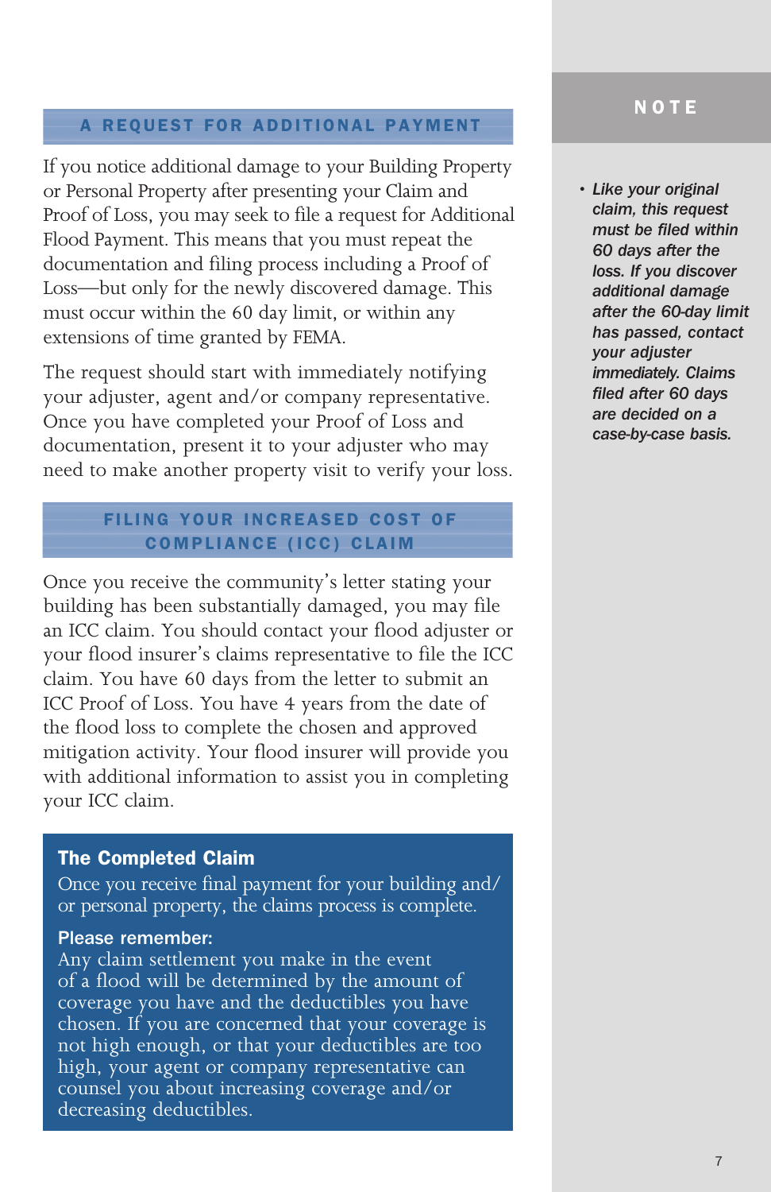## A REQUEST FOR ADDITIONAL PAYMENT

If you notice additional damage to your Building Property or Personal Property after presenting your Claim and Proof of Loss, you may seek to file a request for Additional Flood Payment. This means that you must repeat the documentation and filing process including a Proof of Loss—but only for the newly discovered damage. This must occur within the 60 day limit, or within any extensions of time granted by FEMA.

The request should start with immediately notifying your adjuster, agent and/or company representative. Once you have completed your Proof of Loss and documentation, present it to your adjuster who may need to make another property visit to verify your loss.

## FILING YOUR INCREASED COST OF COMPLIANCE (ICC) CLAIM

Once you receive the community's letter stating your building has been substantially damaged, you may file an ICC claim. You should contact your flood adjuster or your flood insurer's claims representative to file the ICC claim. You have 60 days from the letter to submit an ICC Proof of Loss. You have 4 years from the date of the flood loss to complete the chosen and approved mitigation activity. Your flood insurer will provide you with additional information to assist you in completing your ICC claim.

### The Completed Claim

Once you receive final payment for your building and/or personal property, the claims process is complete.

**Please remember:**
Any claim settlement you make in the event of a flood will be determined by the amount of coverage you have and the deductibles you have chosen. If you are concerned that your coverage is not high enough, or that your deductibles are too high, your agent or company representative can counsel you about increasing coverage and/or decreasing deductibles.

## NOTE

- ***Like your original claim, this request must be filed within 60 days after the loss. If you discover additional damage after the 60-day limit has passed, contact your adjuster immediately. Claims filed after 60 days are decided on a case-by-case basis.***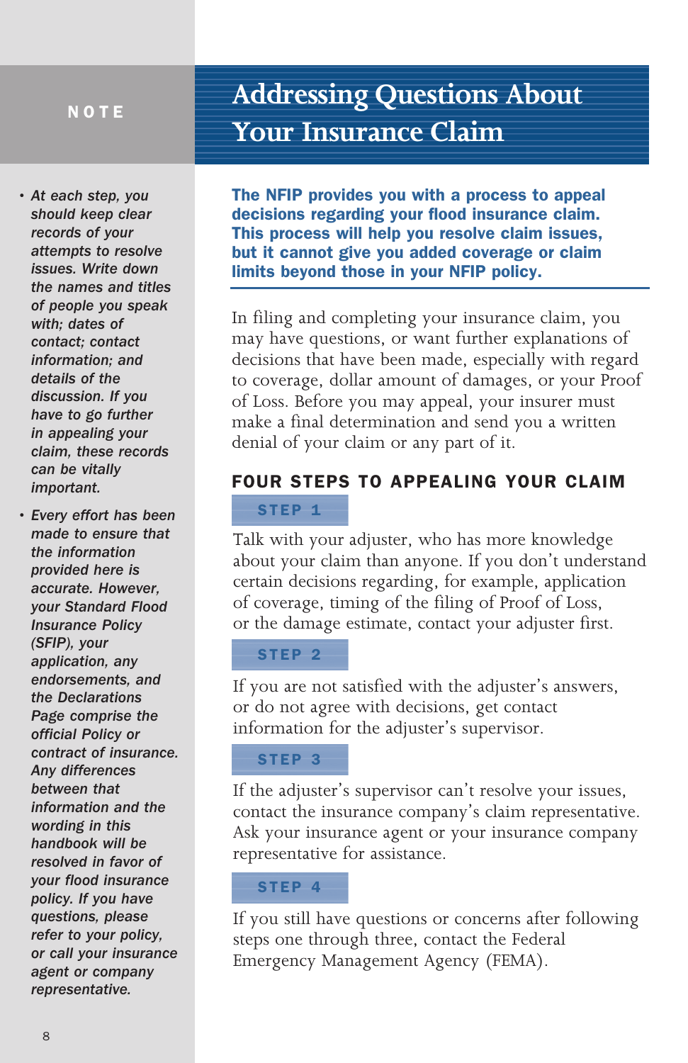# Addressing Questions About Your Insurance Claim

**The NFIP provides you with a process to appeal decisions regarding your flood insurance claim. This process will help you resolve claim issues, but it cannot give you added coverage or claim limits beyond those in your NFIP policy.**

In filing and completing your insurance claim, you may have questions, or want further explanations of decisions that have been made, especially with regard to coverage, dollar amount of damages, or your Proof of Loss. Before you may appeal, your insurer must make a final determination and send you a written denial of your claim or any part of it.

## FOUR STEPS TO APPEALING YOUR CLAIM

### STEP 1

Talk with your adjuster, who has more knowledge about your claim than anyone. If you don't understand certain decisions regarding, for example, application of coverage, timing of the filing of Proof of Loss, or the damage estimate, contact your adjuster first.

### STEP 2

If you are not satisfied with the adjuster's answers, or do not agree with decisions, get contact information for the adjuster's supervisor.

### STEP 3

If the adjuster's supervisor can't resolve your issues, contact the insurance company's claim representative. Ask your insurance agent or your insurance company representative for assistance.

### STEP 4

If you still have questions or concerns after following steps one through three, contact the Federal Emergency Management Agency (FEMA).

## NOTE

- *At each step, you should keep clear records of your attempts to resolve issues. Write down the names and titles of people you speak with; dates of contact; contact information; and details of the discussion. If you have to go further in appealing your claim, these records can be vitally important.*
- *Every effort has been made to ensure that the information provided here is accurate. However, your Standard Flood Insurance Policy (SFIP), your application, any endorsements, and the Declarations Page comprise the official Policy or contract of insurance. Any differences between that information and the wording in this handbook will be resolved in favor of your flood insurance policy. If you have questions, please refer to your policy, or call your insurance agent or company representative.*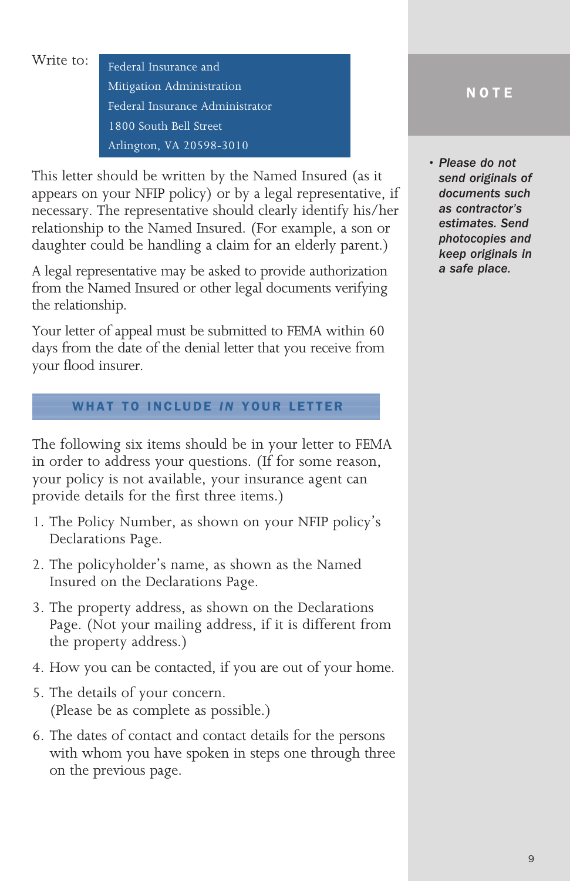Write to:

Federal Insurance and
Mitigation Administration
Federal Insurance Administrator
1800 South Bell Street
Arlington, VA 20598-3010

This letter should be written by the Named Insured (as it appears on your NFIP policy) or by a legal representative, if necessary. The representative should clearly identify his/her relationship to the Named Insured. (For example, a son or daughter could be handling a claim for an elderly parent.)

A legal representative may be asked to provide authorization from the Named Insured or other legal documents verifying the relationship.

Your letter of appeal must be submitted to FEMA within 60 days from the date of the denial letter that you receive from your flood insurer.

## WHAT TO INCLUDE *IN* YOUR LETTER

The following six items should be in your letter to FEMA in order to address your questions. (If for some reason, your policy is not available, your insurance agent can provide details for the first three items.)

1. The Policy Number, as shown on your NFIP policy's Declarations Page.
2. The policyholder's name, as shown as the Named Insured on the Declarations Page.
3. The property address, as shown on the Declarations Page. (Not your mailing address, if it is different from the property address.)
4. How you can be contacted, if you are out of your home.
5. The details of your concern. (Please be as complete as possible.)
6. The dates of contact and contact details for the persons with whom you have spoken in steps one through three on the previous page.

**NOTE**

- ***Please do not send originals of documents such as contractor's estimates. Send photocopies and keep originals in a safe place.***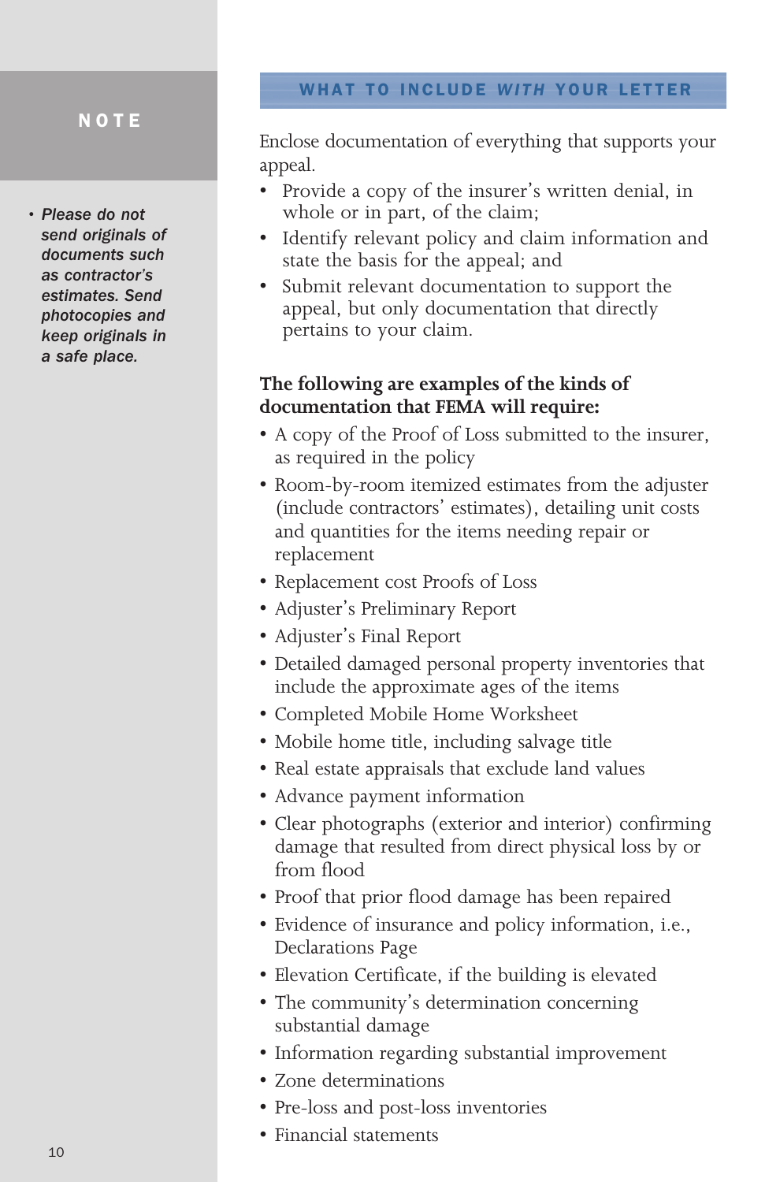## WHAT TO INCLUDE *WITH* YOUR LETTER

Enclose documentation of everything that supports your appeal.

- Provide a copy of the insurer's written denial, in whole or in part, of the claim;
- Identify relevant policy and claim information and state the basis for the appeal; and
- Submit relevant documentation to support the appeal, but only documentation that directly pertains to your claim.

**The following are examples of the kinds of documentation that FEMA will require:**

- A copy of the Proof of Loss submitted to the insurer, as required in the policy
- Room-by-room itemized estimates from the adjuster (include contractors' estimates), detailing unit costs and quantities for the items needing repair or replacement
- Replacement cost Proofs of Loss
- Adjuster's Preliminary Report
- Adjuster's Final Report
- Detailed damaged personal property inventories that include the approximate ages of the items
- Completed Mobile Home Worksheet
- Mobile home title, including salvage title
- Real estate appraisals that exclude land values
- Advance payment information
- Clear photographs (exterior and interior) confirming damage that resulted from direct physical loss by or from flood
- Proof that prior flood damage has been repaired
- Evidence of insurance and policy information, i.e., Declarations Page
- Elevation Certificate, if the building is elevated
- The community's determination concerning substantial damage
- Information regarding substantial improvement
- Zone determinations
- Pre-loss and post-loss inventories
- Financial statements

**NOTE**

- *Please do not send originals of documents such as contractor's estimates. Send photocopies and keep originals in a safe place.*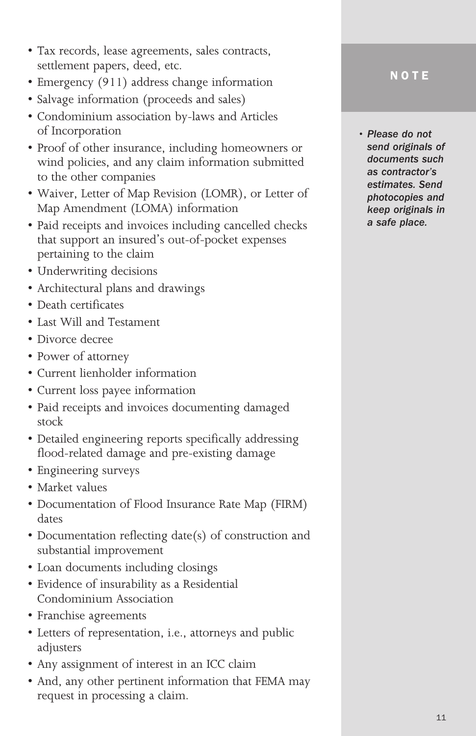- Tax records, lease agreements, sales contracts, settlement papers, deed, etc.
- Emergency (911) address change information
- Salvage information (proceeds and sales)
- Condominium association by-laws and Articles of Incorporation
- Proof of other insurance, including homeowners or wind policies, and any claim information submitted to the other companies
- Waiver, Letter of Map Revision (LOMR), or Letter of Map Amendment (LOMA) information
- Paid receipts and invoices including cancelled checks that support an insured's out-of-pocket expenses pertaining to the claim
- Underwriting decisions
- Architectural plans and drawings
- Death certificates
- Last Will and Testament
- Divorce decree
- Power of attorney
- Current lienholder information
- Current loss payee information
- Paid receipts and invoices documenting damaged stock
- Detailed engineering reports specifically addressing flood-related damage and pre-existing damage
- Engineering surveys
- Market values
- Documentation of Flood Insurance Rate Map (FIRM) dates
- Documentation reflecting date(s) of construction and substantial improvement
- Loan documents including closings
- Evidence of insurability as a Residential Condominium Association
- Franchise agreements
- Letters of representation, i.e., attorneys and public adjusters
- Any assignment of interest in an ICC claim
- And, any other pertinent information that FEMA may request in processing a claim.

**NOTE**

- ***Please do not send originals of documents such as contractor's estimates. Send photocopies and keep originals in a safe place.***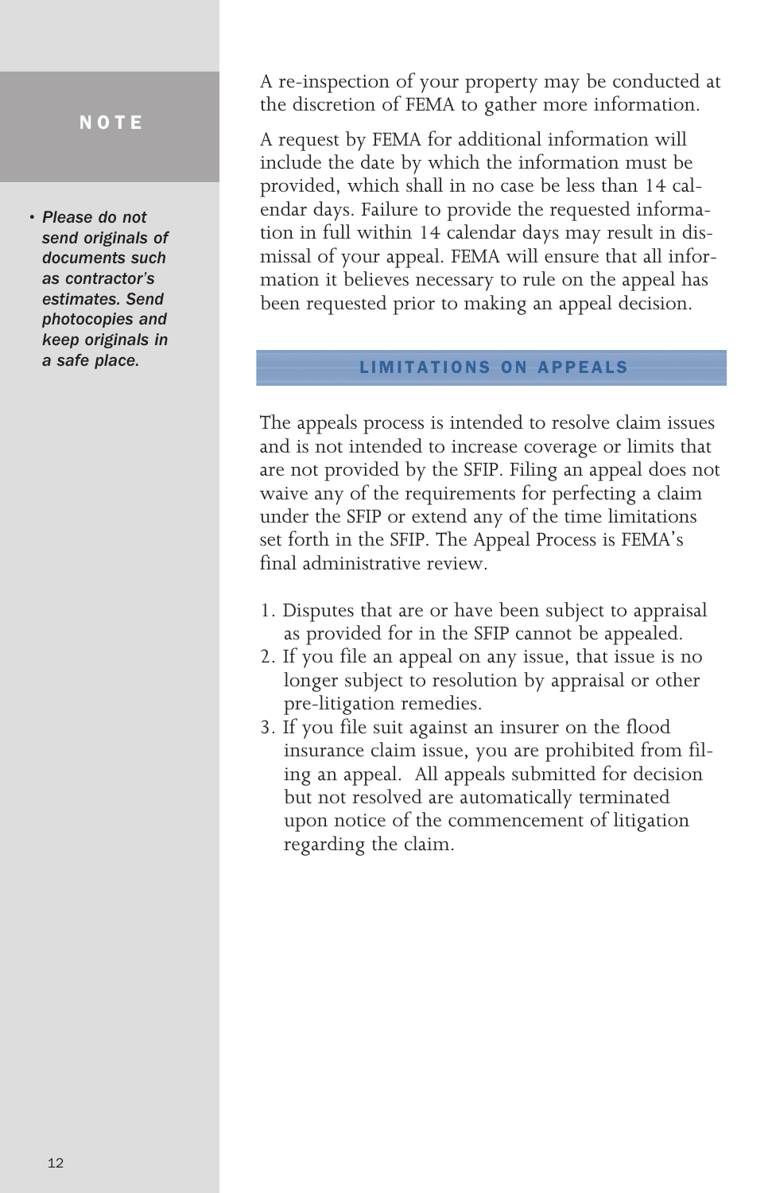**NOTE**

- *Please do not send originals of documents such as contractor's estimates. Send photocopies and keep originals in a safe place.*

A re-inspection of your property may be conducted at the discretion of FEMA to gather more information.

A request by FEMA for additional information will include the date by which the information must be provided, which shall in no case be less than 14 calendar days. Failure to provide the requested information in full within 14 calendar days may result in dismissal of your appeal. FEMA will ensure that all information it believes necessary to rule on the appeal has been requested prior to making an appeal decision.

## LIMITATIONS ON APPEALS

The appeals process is intended to resolve claim issues and is not intended to increase coverage or limits that are not provided by the SFIP. Filing an appeal does not waive any of the requirements for perfecting a claim under the SFIP or extend any of the time limitations set forth in the SFIP. The Appeal Process is FEMA's final administrative review.

1. Disputes that are or have been subject to appraisal as provided for in the SFIP cannot be appealed.
2. If you file an appeal on any issue, that issue is no longer subject to resolution by appraisal or other pre-litigation remedies.
3. If you file suit against an insurer on the flood insurance claim issue, you are prohibited from filing an appeal. All appeals submitted for decision but not resolved are automatically terminated upon notice of the commencement of litigation regarding the claim.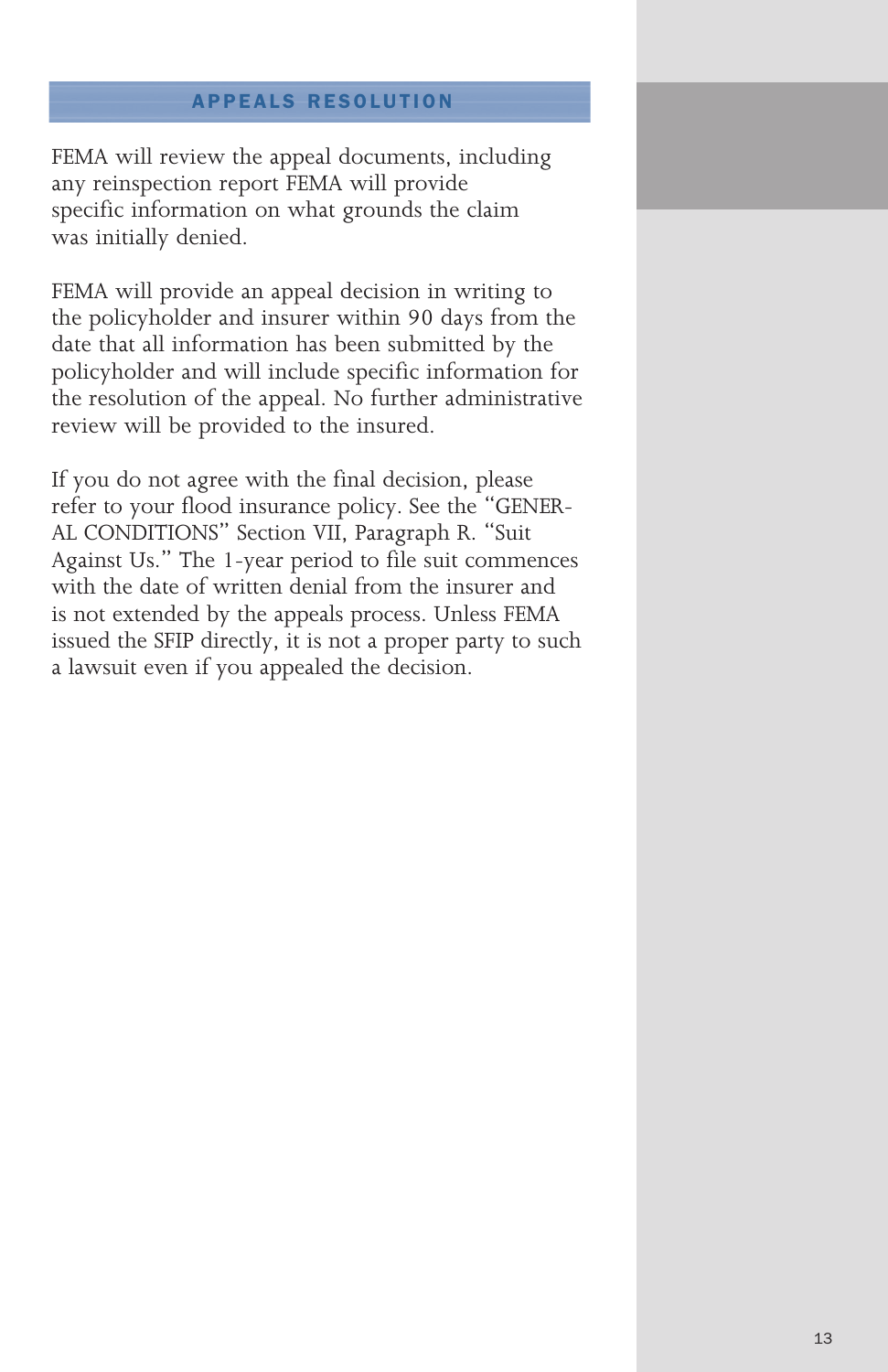## APPEALS RESOLUTION

FEMA will review the appeal documents, including any reinspection report FEMA will provide specific information on what grounds the claim was initially denied.

FEMA will provide an appeal decision in writing to the policyholder and insurer within 90 days from the date that all information has been submitted by the policyholder and will include specific information for the resolution of the appeal. No further administrative review will be provided to the insured.

If you do not agree with the final decision, please refer to your flood insurance policy. See the "GENERAL CONDITIONS" Section VII, Paragraph R. "Suit Against Us." The 1-year period to file suit commences with the date of written denial from the insurer and is not extended by the appeals process. Unless FEMA issued the SFIP directly, it is not a proper party to such a lawsuit even if you appealed the decision.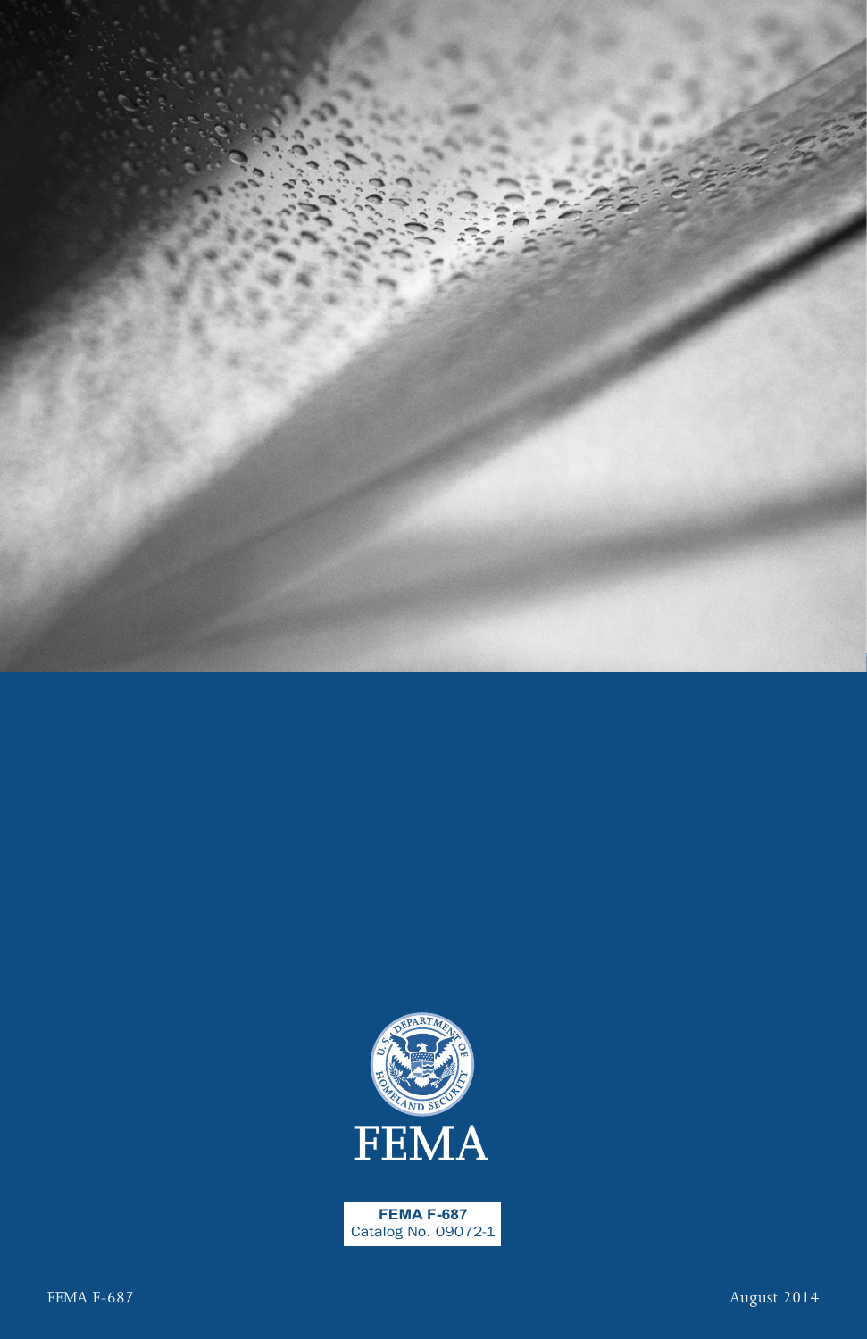FEMA

**FEMA F-687**
Catalog No. 09072-1

FEMA F-687

August 2014